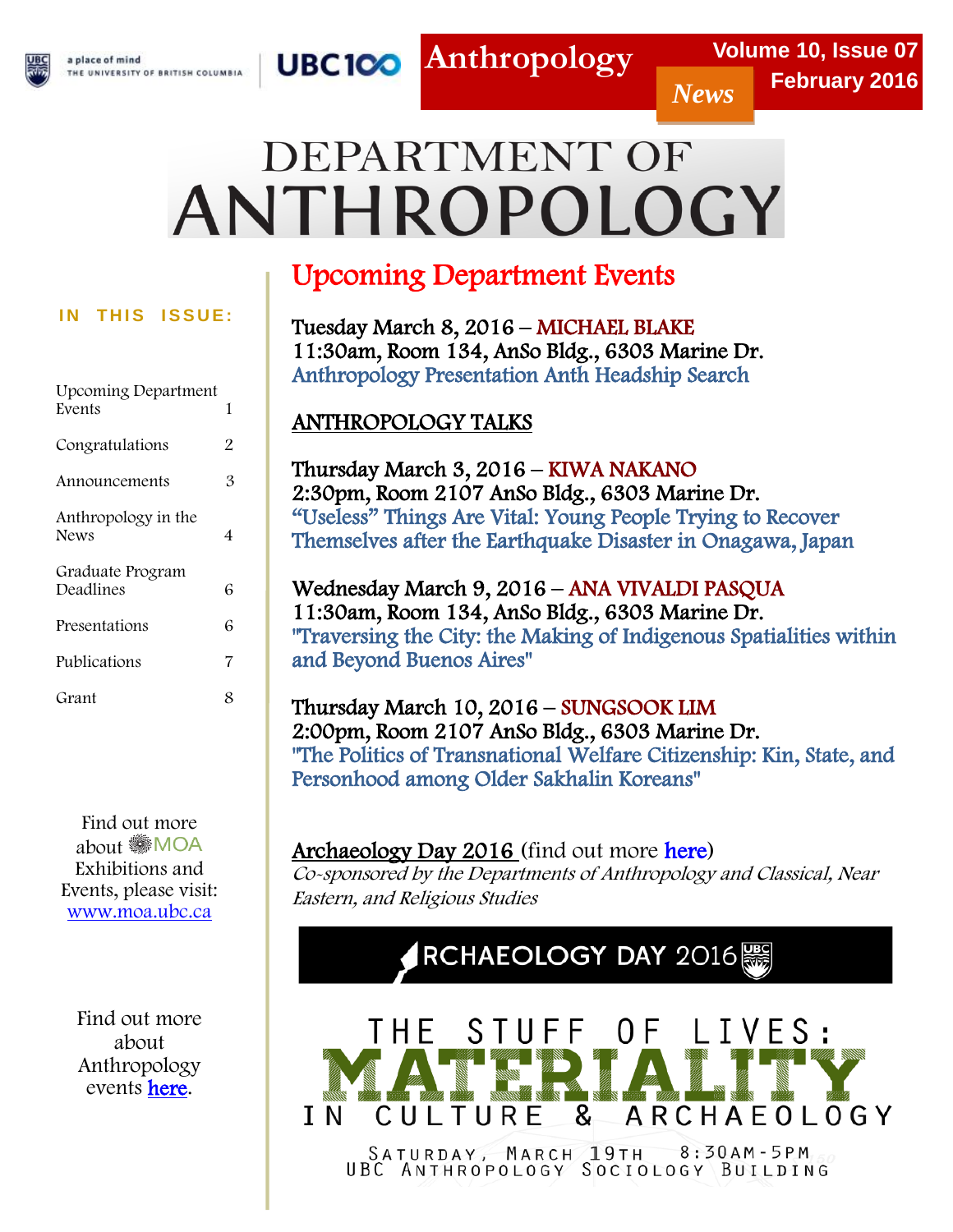Anthropology News

Volume 10, Issue 07
February 2016

# DEPARTMENT OF ANTHROPOLOGY

## Upcoming Department Events

Tuesday March 8, 2016 – MICHAEL BLAKE
11:30am, Room 134, AnSo Bldg., 6303 Marine Dr.
Anthropology Presentation Anth Headship Search

**ANTHROPOLOGY TALKS**

Thursday March 3, 2016 – KIWA NAKANO
2:30pm, Room 2107 AnSo Bldg., 6303 Marine Dr.
"Useless" Things Are Vital: Young People Trying to Recover Themselves after the Earthquake Disaster in Onagawa, Japan

Wednesday March 9, 2016 – ANA VIVALDI PASQUA
11:30am, Room 134, AnSo Bldg., 6303 Marine Dr.
"Traversing the City: the Making of Indigenous Spatialities within and Beyond Buenos Aires"

Thursday March 10, 2016 – SUNGSOOK LIM
2:00pm, Room 2107 AnSo Bldg., 6303 Marine Dr.
"The Politics of Transnational Welfare Citizenship: Kin, State, and Personhood among Older Sakhalin Koreans"

Archaeology Day 2016 (find out more here)
*Co-sponsored by the Departments of Anthropology and Classical, Near Eastern, and Religious Studies*

ARCHAEOLOGY DAY 2016

THE STUFF OF LIVES: MATERIALITY IN CULTURE & ARCHAEOLOGY

SATURDAY, MARCH 19TH 8:30AM-5PM
UBC ANTHROPOLOGY SOCIOLOGY BUILDING

**IN THIS ISSUE:**

| | |
|---|---|
| Upcoming Department Events | 1 |
| Congratulations | 2 |
| Announcements | 3 |
| Anthropology in the News | 4 |
| Graduate Program Deadlines | 6 |
| Presentations | 6 |
| Publications | 7 |
| Grant | 8 |

Find out more about MOA Exhibitions and Events, please visit: www.moa.ubc.ca

Find out more about Anthropology events here.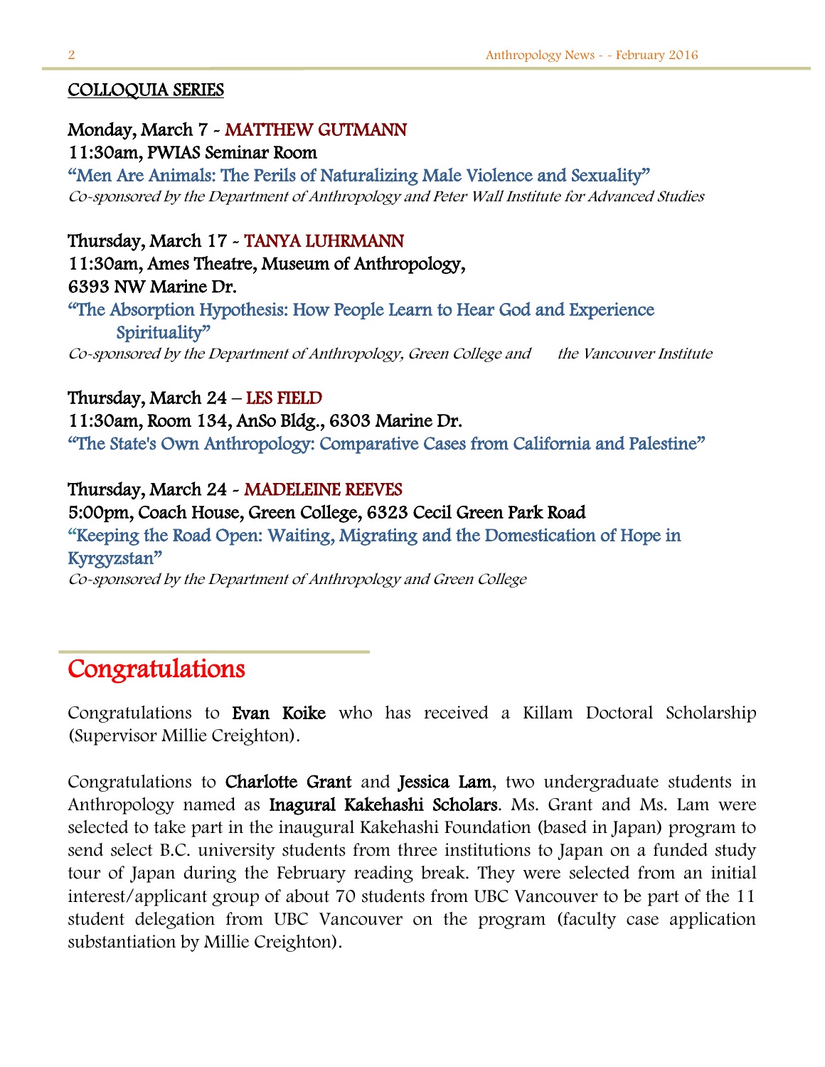## COLLOQUIA SERIES

**Monday, March 7 - MATTHEW GUTMANN**
**11:30am, PWIAS Seminar Room**
"Men Are Animals: The Perils of Naturalizing Male Violence and Sexuality"
*Co-sponsored by the Department of Anthropology and Peter Wall Institute for Advanced Studies*

**Thursday, March 17 - TANYA LUHRMANN**
**11:30am, Ames Theatre, Museum of Anthropology, 6393 NW Marine Dr.**
"The Absorption Hypothesis: How People Learn to Hear God and Experience Spirituality"
*Co-sponsored by the Department of Anthropology, Green College and the Vancouver Institute*

**Thursday, March 24 – LES FIELD**
**11:30am, Room 134, AnSo Bldg., 6303 Marine Dr.**
"The State's Own Anthropology: Comparative Cases from California and Palestine"

**Thursday, March 24 - MADELEINE REEVES**
**5:00pm, Coach House, Green College, 6323 Cecil Green Park Road**
"Keeping the Road Open: Waiting, Migrating and the Domestication of Hope in Kyrgyzstan"
*Co-sponsored by the Department of Anthropology and Green College*

# Congratulations

Congratulations to **Evan Koike** who has received a Killam Doctoral Scholarship (Supervisor Millie Creighton).

Congratulations to **Charlotte Grant** and **Jessica Lam**, two undergraduate students in Anthropology named as **Inagural Kakehashi Scholars**. Ms. Grant and Ms. Lam were selected to take part in the inaugural Kakehashi Foundation (based in Japan) program to send select B.C. university students from three institutions to Japan on a funded study tour of Japan during the February reading break. They were selected from an initial interest/applicant group of about 70 students from UBC Vancouver to be part of the 11 student delegation from UBC Vancouver on the program (faculty case application substantiation by Millie Creighton).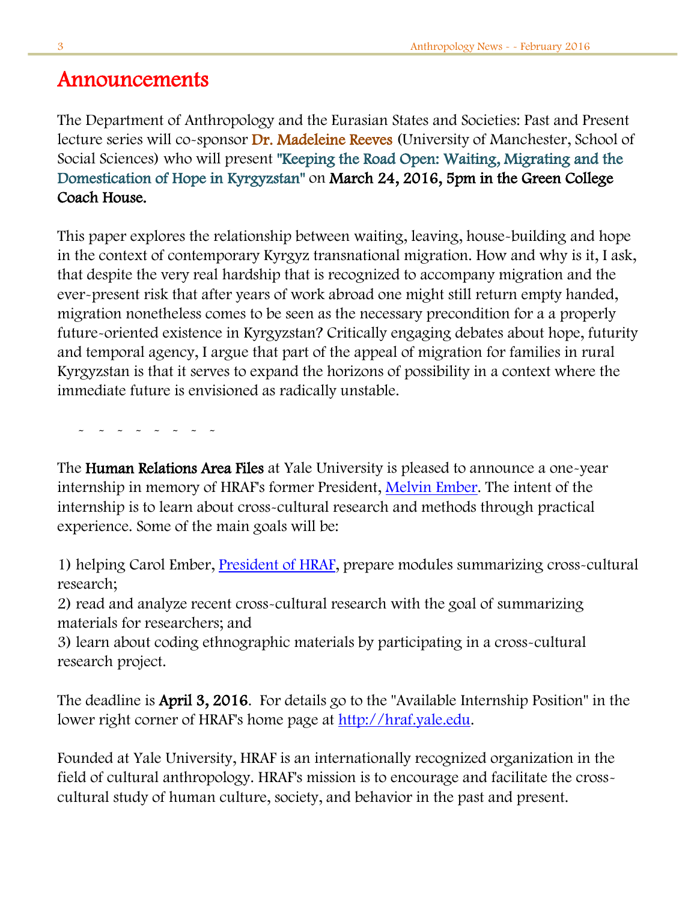# Announcements

The Department of Anthropology and the Eurasian States and Societies: Past and Present lecture series will co-sponsor **Dr. Madeleine Reeves** (University of Manchester, School of Social Sciences) who will present **"Keeping the Road Open: Waiting, Migrating and the Domestication of Hope in Kyrgyzstan"** on **March 24, 2016, 5pm in the Green College Coach House.**

This paper explores the relationship between waiting, leaving, house-building and hope in the context of contemporary Kyrgyz transnational migration. How and why is it, I ask, that despite the very real hardship that is recognized to accompany migration and the ever-present risk that after years of work abroad one might still return empty handed, migration nonetheless comes to be seen as the necessary precondition for a a properly future-oriented existence in Kyrgyzstan? Critically engaging debates about hope, futurity and temporal agency, I argue that part of the appeal of migration for families in rural Kyrgyzstan is that it serves to expand the horizons of possibility in a context where the immediate future is envisioned as radically unstable.

~ ~ ~ ~ ~ ~ ~ ~

The **Human Relations Area Files** at Yale University is pleased to announce a one-year internship in memory of HRAF's former President, Melvin Ember. The intent of the internship is to learn about cross-cultural research and methods through practical experience. Some of the main goals will be:

1) helping Carol Ember, President of HRAF, prepare modules summarizing cross-cultural research;
2) read and analyze recent cross-cultural research with the goal of summarizing materials for researchers; and
3) learn about coding ethnographic materials by participating in a cross-cultural research project.

The deadline is **April 3, 2016**. For details go to the "Available Internship Position" in the lower right corner of HRAF's home page at http://hraf.yale.edu.

Founded at Yale University, HRAF is an internationally recognized organization in the field of cultural anthropology. HRAF's mission is to encourage and facilitate the cross-cultural study of human culture, society, and behavior in the past and present.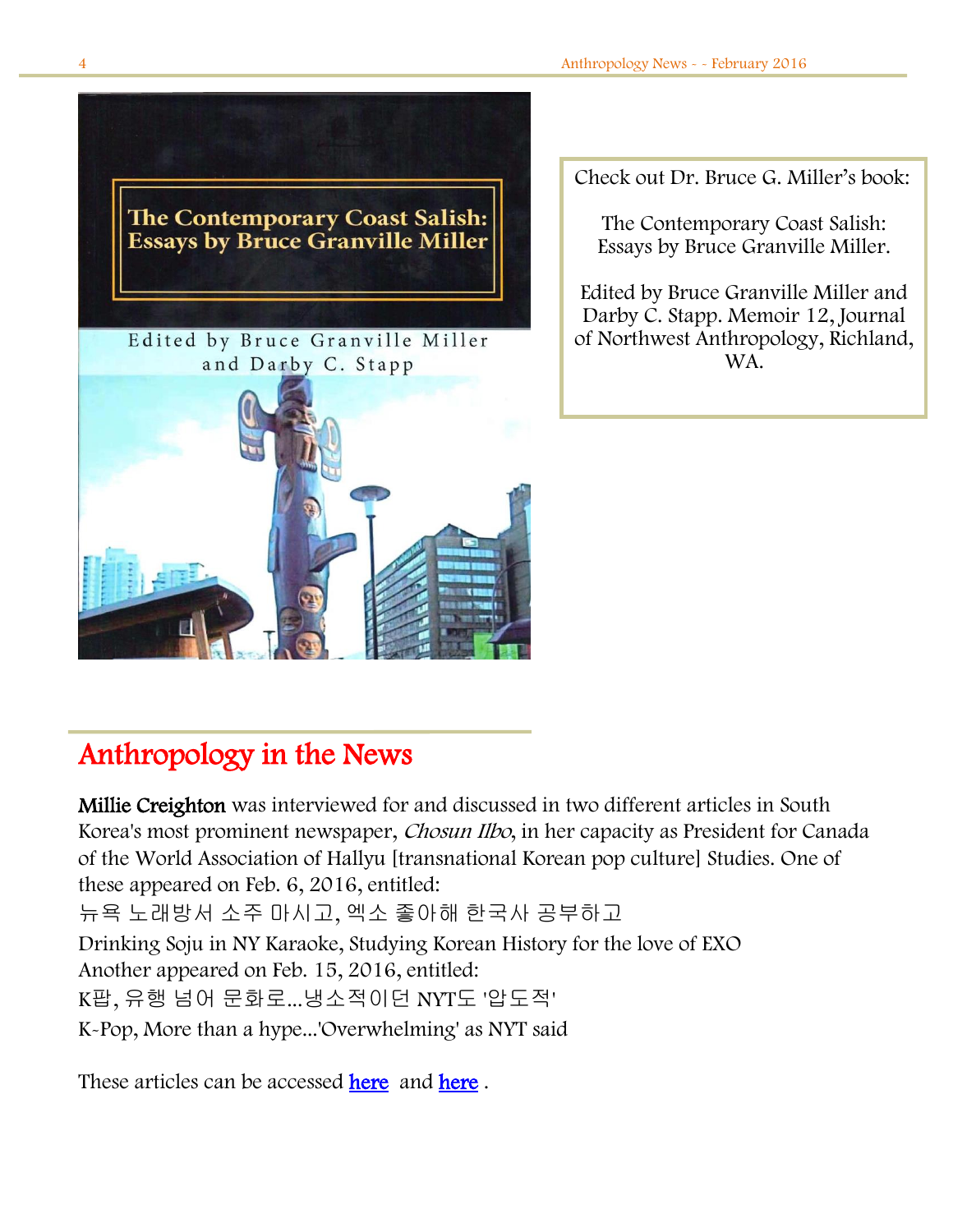Check out Dr. Bruce G. Miller's book:

The Contemporary Coast Salish: Essays by Bruce Granville Miller.

Edited by Bruce Granville Miller and Darby C. Stapp. Memoir 12, Journal of Northwest Anthropology, Richland, WA.

## Anthropology in the News

**Millie Creighton** was interviewed for and discussed in two different articles in South Korea's most prominent newspaper, *Chosun Ilbo*, in her capacity as President for Canada of the World Association of Hallyu [transnational Korean pop culture] Studies. One of these appeared on Feb. 6, 2016, entitled:

뉴욕 노래방서 소주 마시고, 엑소 좋아해 한국사 공부하고

Drinking Soju in NY Karaoke, Studying Korean History for the love of EXO

Another appeared on Feb. 15, 2016, entitled:

K팝, 유행 넘어 문화로...냉소적이던 NYT도 '압도적'

K-Pop, More than a hype...'Overwhelming' as NYT said

These articles can be accessed here and here .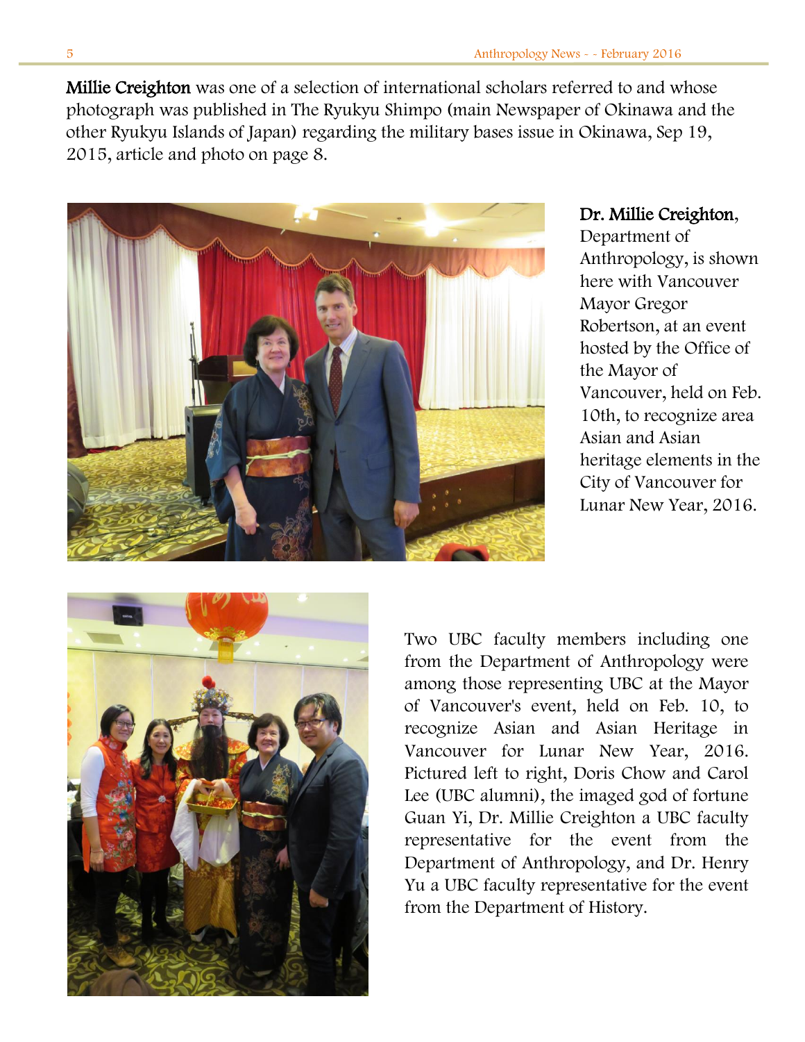**Millie Creighton** was one of a selection of international scholars referred to and whose photograph was published in The Ryukyu Shimpo (main Newspaper of Okinawa and the other Ryukyu Islands of Japan) regarding the military bases issue in Okinawa, Sep 19, 2015, article and photo on page 8.

**Dr. Millie Creighton**, Department of Anthropology, is shown here with Vancouver Mayor Gregor Robertson, at an event hosted by the Office of the Mayor of Vancouver, held on Feb. 10th, to recognize area Asian and Asian heritage elements in the City of Vancouver for Lunar New Year, 2016.

Two UBC faculty members including one from the Department of Anthropology were among those representing UBC at the Mayor of Vancouver's event, held on Feb. 10, to recognize Asian and Asian Heritage in Vancouver for Lunar New Year, 2016. Pictured left to right, Doris Chow and Carol Lee (UBC alumni), the imaged god of fortune Guan Yi, Dr. Millie Creighton a UBC faculty representative for the event from the Department of Anthropology, and Dr. Henry Yu a UBC faculty representative for the event from the Department of History.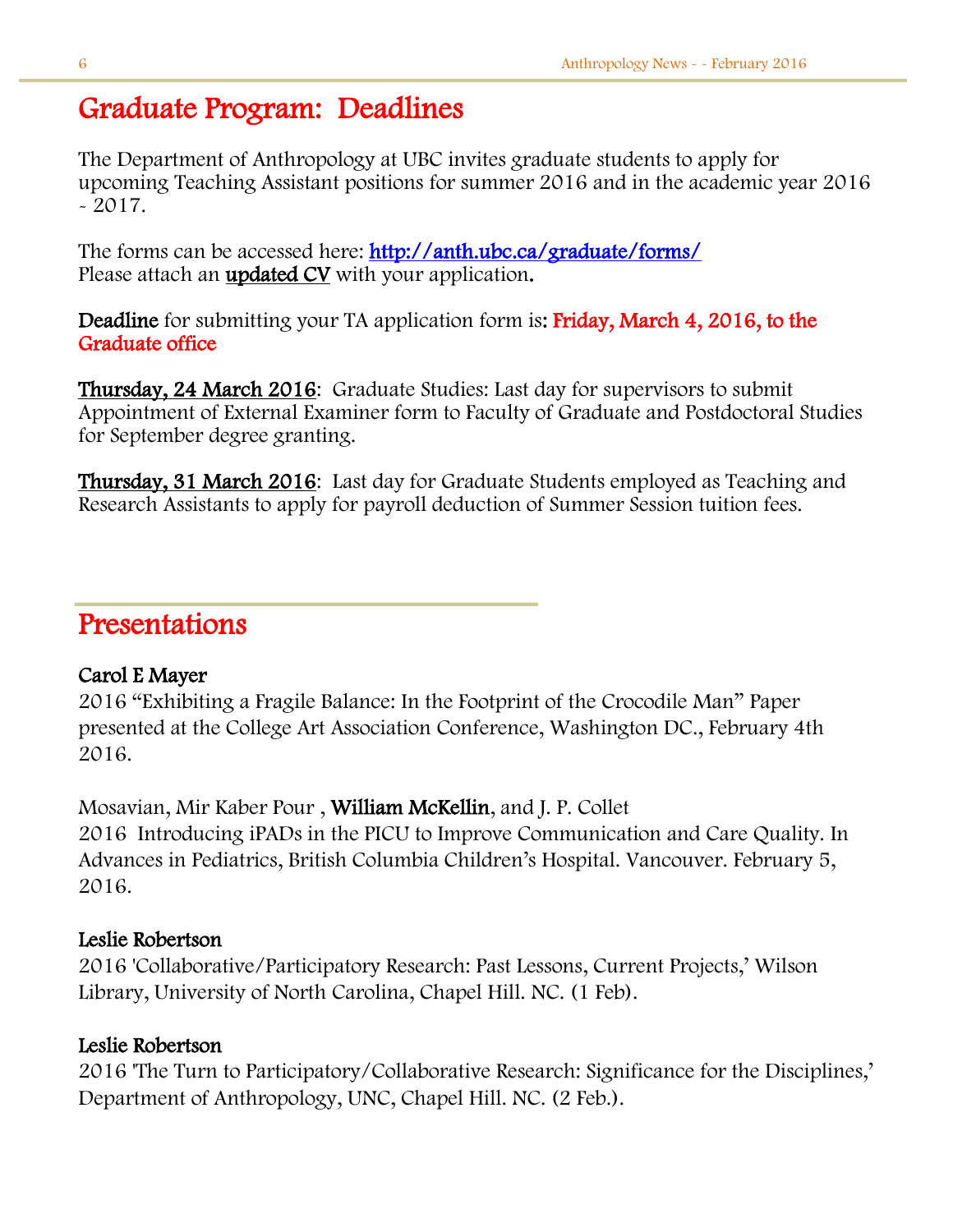# Graduate Program: Deadlines

The Department of Anthropology at UBC invites graduate students to apply for upcoming Teaching Assistant positions for summer 2016 and in the academic year 2016 - 2017.

The forms can be accessed here: [http://anth.ubc.ca/graduate/forms/](http://anth.ubc.ca/graduate/forms/)
Please attach an **updated CV** with your application.

**Deadline** for submitting your TA application form is: **Friday, March 4, 2016, to the Graduate office**

**Thursday, 24 March 2016**: Graduate Studies: Last day for supervisors to submit Appointment of External Examiner form to Faculty of Graduate and Postdoctoral Studies for September degree granting.

**Thursday, 31 March 2016**: Last day for Graduate Students employed as Teaching and Research Assistants to apply for payroll deduction of Summer Session tuition fees.

# Presentations

**Carol E Mayer**
2016 "Exhibiting a Fragile Balance: In the Footprint of the Crocodile Man" Paper presented at the College Art Association Conference, Washington DC., February 4th 2016.

Mosavian, Mir Kaber Pour , **William McKellin**, and J. P. Collet
2016 Introducing iPADs in the PICU to Improve Communication and Care Quality. In Advances in Pediatrics, British Columbia Children's Hospital. Vancouver. February 5, 2016.

**Leslie Robertson**
2016 'Collaborative/Participatory Research: Past Lessons, Current Projects,' Wilson Library, University of North Carolina, Chapel Hill. NC. (1 Feb).

**Leslie Robertson**
2016 'The Turn to Participatory/Collaborative Research: Significance for the Disciplines,' Department of Anthropology, UNC, Chapel Hill. NC. (2 Feb.).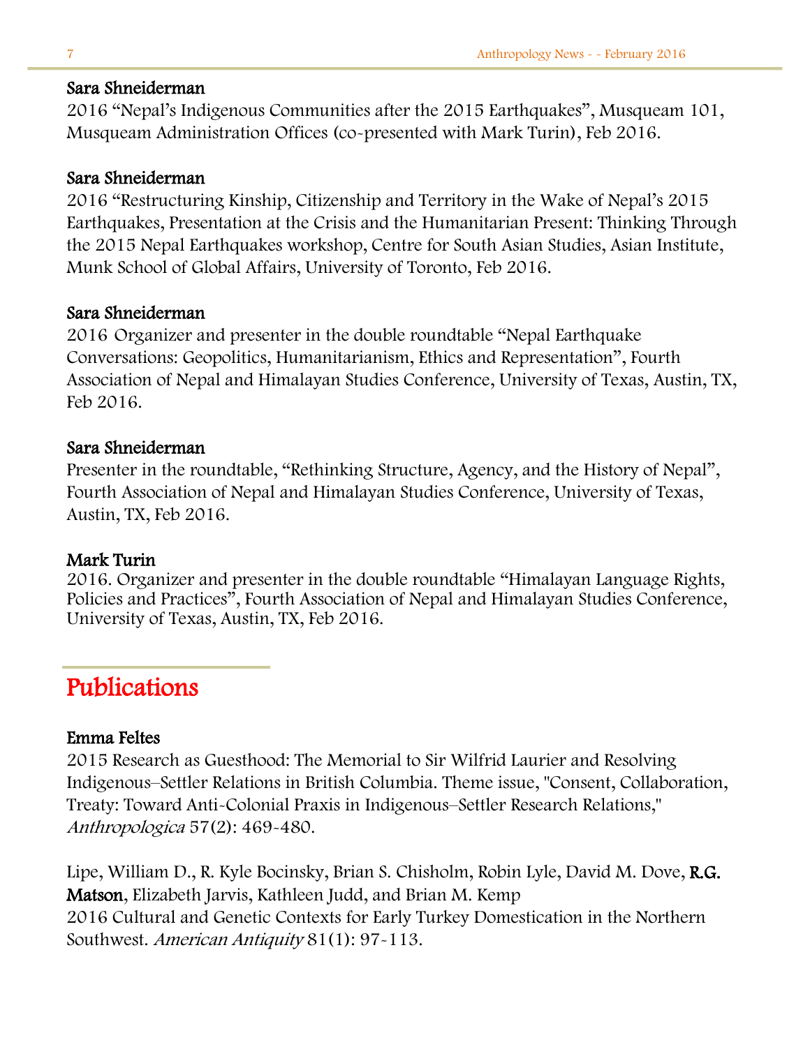**Sara Shneiderman**
2016 "Nepal's Indigenous Communities after the 2015 Earthquakes", Musqueam 101, Musqueam Administration Offices (co-presented with Mark Turin), Feb 2016.

**Sara Shneiderman**
2016 "Restructuring Kinship, Citizenship and Territory in the Wake of Nepal's 2015 Earthquakes, Presentation at the Crisis and the Humanitarian Present: Thinking Through the 2015 Nepal Earthquakes workshop, Centre for South Asian Studies, Asian Institute, Munk School of Global Affairs, University of Toronto, Feb 2016.

**Sara Shneiderman**
2016 Organizer and presenter in the double roundtable "Nepal Earthquake Conversations: Geopolitics, Humanitarianism, Ethics and Representation", Fourth Association of Nepal and Himalayan Studies Conference, University of Texas, Austin, TX, Feb 2016.

**Sara Shneiderman**
Presenter in the roundtable, "Rethinking Structure, Agency, and the History of Nepal", Fourth Association of Nepal and Himalayan Studies Conference, University of Texas, Austin, TX, Feb 2016.

**Mark Turin**
2016. Organizer and presenter in the double roundtable "Himalayan Language Rights, Policies and Practices", Fourth Association of Nepal and Himalayan Studies Conference, University of Texas, Austin, TX, Feb 2016.

## Publications

**Emma Feltes**
2015 Research as Guesthood: The Memorial to Sir Wilfrid Laurier and Resolving Indigenous–Settler Relations in British Columbia. Theme issue, "Consent, Collaboration, Treaty: Toward Anti-Colonial Praxis in Indigenous–Settler Research Relations," *Anthropologica* 57(2): 469-480.

Lipe, William D., R. Kyle Bocinsky, Brian S. Chisholm, Robin Lyle, David M. Dove, **R.G. Matson**, Elizabeth Jarvis, Kathleen Judd, and Brian M. Kemp
2016 Cultural and Genetic Contexts for Early Turkey Domestication in the Northern Southwest. *American Antiquity* 81(1): 97-113.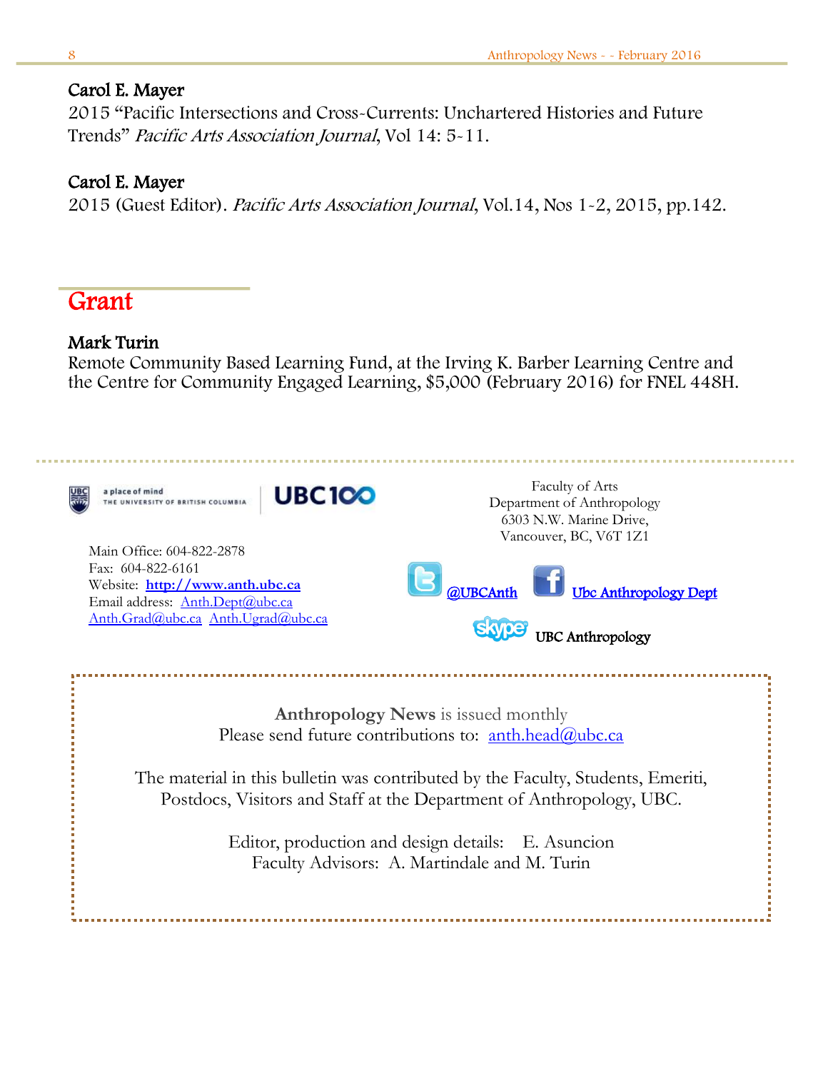**Carol E. Mayer**
2015 "Pacific Intersections and Cross-Currents: Unchartered Histories and Future Trends" *Pacific Arts Association Journal*, Vol 14: 5-11.

**Carol E. Mayer**
2015 (Guest Editor). *Pacific Arts Association Journal*, Vol.14, Nos 1-2, 2015, pp.142.

## Grant

**Mark Turin**
Remote Community Based Learning Fund, at the Irving K. Barber Learning Centre and the Centre for Community Engaged Learning, $5,000 (February 2016) for FNEL 448H.

a place of mind
THE UNIVERSITY OF BRITISH COLUMBIA
UBC100

Faculty of Arts
Department of Anthropology
6303 N.W. Marine Drive,
Vancouver, BC, V6T 1Z1

Main Office: 604-822-2878
Fax: 604-822-6161
Website: **http://www.anth.ubc.ca**
Email address: Anth.Dept@ubc.ca
Anth.Grad@ubc.ca Anth.Ugrad@ubc.ca

@UBCAnth  Ubc Anthropology Dept

UBC Anthropology

**Anthropology News** is issued monthly
Please send future contributions to: anth.head@ubc.ca

The material in this bulletin was contributed by the Faculty, Students, Emeriti, Postdocs, Visitors and Staff at the Department of Anthropology, UBC.

Editor, production and design details: E. Asuncion
Faculty Advisors: A. Martindale and M. Turin